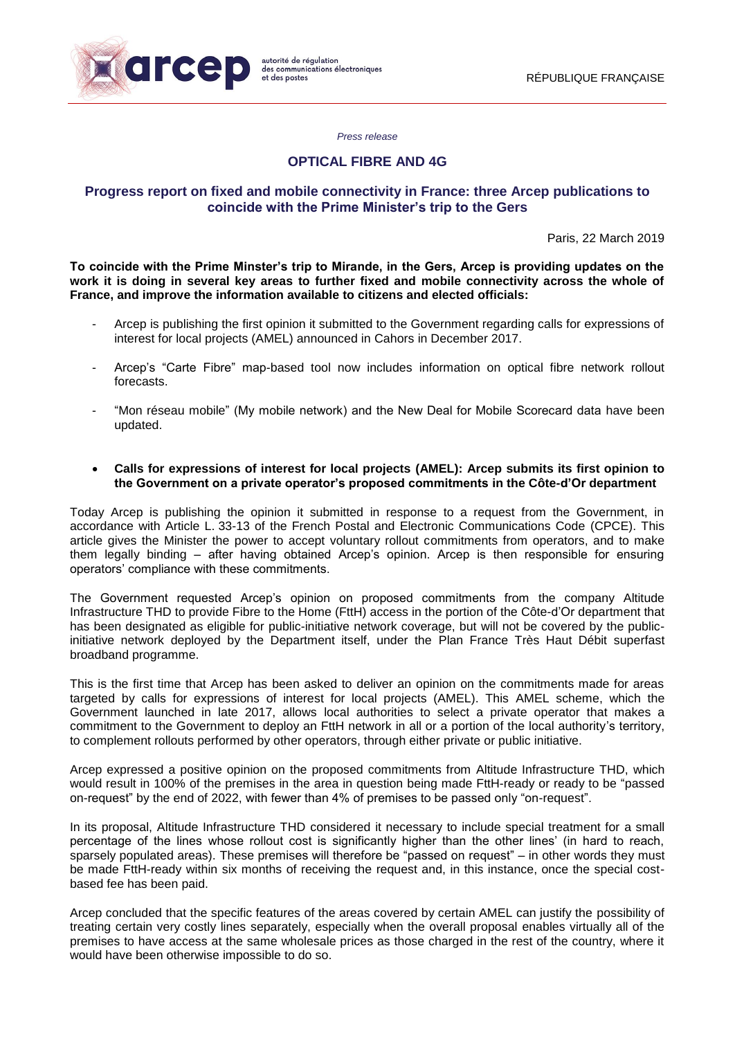arcep autorité de régulation des communications électroniques et des postes

RÉPUBLIQUE FRANÇAISE

*Press release*

# OPTICAL FIBRE AND 4G

## Progress report on fixed and mobile connectivity in France: three Arcep publications to coincide with the Prime Minister's trip to the Gers

Paris, 22 March 2019

**To coincide with the Prime Minster's trip to Mirande, in the Gers, Arcep is providing updates on the work it is doing in several key areas to further fixed and mobile connectivity across the whole of France, and improve the information available to citizens and elected officials:**

- Arcep is publishing the first opinion it submitted to the Government regarding calls for expressions of interest for local projects (AMEL) announced in Cahors in December 2017.
- Arcep's "Carte Fibre" map-based tool now includes information on optical fibre network rollout forecasts.
- "Mon réseau mobile" (My mobile network) and the New Deal for Mobile Scorecard data have been updated.

- **Calls for expressions of interest for local projects (AMEL): Arcep submits its first opinion to the Government on a private operator's proposed commitments in the Côte-d'Or department**

Today Arcep is publishing the opinion it submitted in response to a request from the Government, in accordance with Article L. 33-13 of the French Postal and Electronic Communications Code (CPCE). This article gives the Minister the power to accept voluntary rollout commitments from operators, and to make them legally binding – after having obtained Arcep's opinion. Arcep is then responsible for ensuring operators' compliance with these commitments.

The Government requested Arcep's opinion on proposed commitments from the company Altitude Infrastructure THD to provide Fibre to the Home (FttH) access in the portion of the Côte-d'Or department that has been designated as eligible for public-initiative network coverage, but will not be covered by the public-initiative network deployed by the Department itself, under the Plan France Très Haut Débit superfast broadband programme.

This is the first time that Arcep has been asked to deliver an opinion on the commitments made for areas targeted by calls for expressions of interest for local projects (AMEL). This AMEL scheme, which the Government launched in late 2017, allows local authorities to select a private operator that makes a commitment to the Government to deploy an FttH network in all or a portion of the local authority's territory, to complement rollouts performed by other operators, through either private or public initiative.

Arcep expressed a positive opinion on the proposed commitments from Altitude Infrastructure THD, which would result in 100% of the premises in the area in question being made FttH-ready or ready to be "passed on-request" by the end of 2022, with fewer than 4% of premises to be passed only "on-request".

In its proposal, Altitude Infrastructure THD considered it necessary to include special treatment for a small percentage of the lines whose rollout cost is significantly higher than the other lines' (in hard to reach, sparsely populated areas). These premises will therefore be "passed on request" – in other words they must be made FttH-ready within six months of receiving the request and, in this instance, once the special cost-based fee has been paid.

Arcep concluded that the specific features of the areas covered by certain AMEL can justify the possibility of treating certain very costly lines separately, especially when the overall proposal enables virtually all of the premises to have access at the same wholesale prices as those charged in the rest of the country, where it would have been otherwise impossible to do so.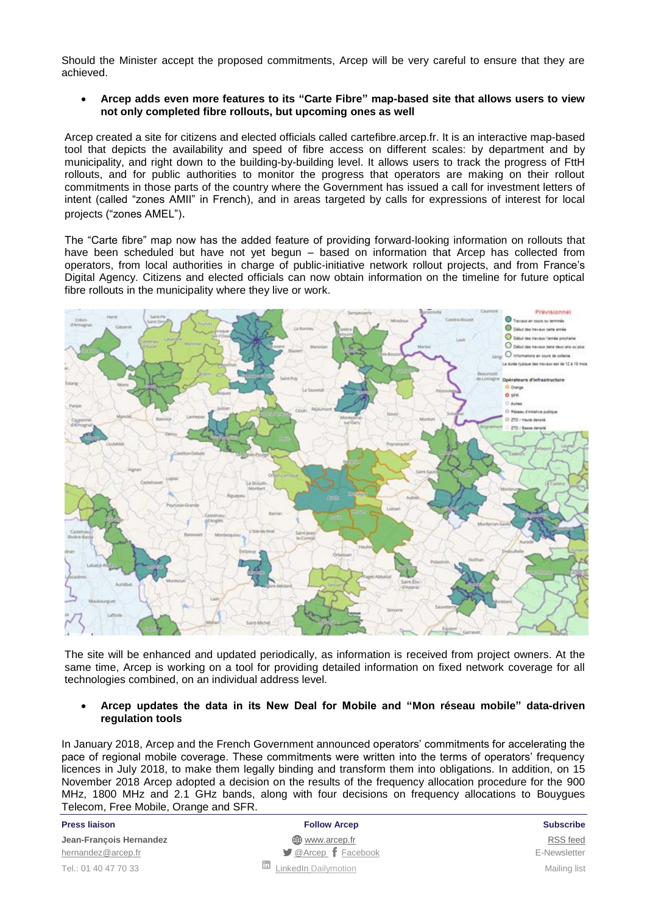Should the Minister accept the proposed commitments, Arcep will be very careful to ensure that they are achieved.

- **Arcep adds even more features to its "Carte Fibre" map-based site that allows users to view not only completed fibre rollouts, but upcoming ones as well**

Arcep created a site for citizens and elected officials called cartefibre.arcep.fr. It is an interactive map-based tool that depicts the availability and speed of fibre access on different scales: by department and by municipality, and right down to the building-by-building level. It allows users to track the progress of FttH rollouts, and for public authorities to monitor the progress that operators are making on their rollout commitments in those parts of the country where the Government has issued a call for investment letters of intent (called "zones AMII" in French), and in areas targeted by calls for expressions of interest for local projects ("zones AMEL").

The "Carte fibre" map now has the added feature of providing forward-looking information on rollouts that have been scheduled but have not yet begun – based on information that Arcep has collected from operators, from local authorities in charge of public-initiative network rollout projects, and from France's Digital Agency. Citizens and elected officials can now obtain information on the timeline for future optical fibre rollouts in the municipality where they live or work.

The site will be enhanced and updated periodically, as information is received from project owners. At the same time, Arcep is working on a tool for providing detailed information on fixed network coverage for all technologies combined, on an individual address level.

- **Arcep updates the data in its New Deal for Mobile and "Mon réseau mobile" data-driven regulation tools**

In January 2018, Arcep and the French Government announced operators' commitments for accelerating the pace of regional mobile coverage. These commitments were written into the terms of operators' frequency licences in July 2018, to make them legally binding and transform them into obligations. In addition, on 15 November 2018 Arcep adopted a decision on the results of the frequency allocation procedure for the 900 MHz, 1800 MHz and 2.1 GHz bands, along with four decisions on frequency allocations to Bouygues Telecom, Free Mobile, Orange and SFR.

| Press liaison | Follow Arcep | Subscribe |
|---|---|---|
| **Jean-François Hernandez** | www.arcep.fr | RSS feed |
| hernandez@arcep.fr | @Arcep Facebook | E-Newsletter |
| Tel.: 01 40 47 70 33 | LinkedIn Dailymotion | Mailing list |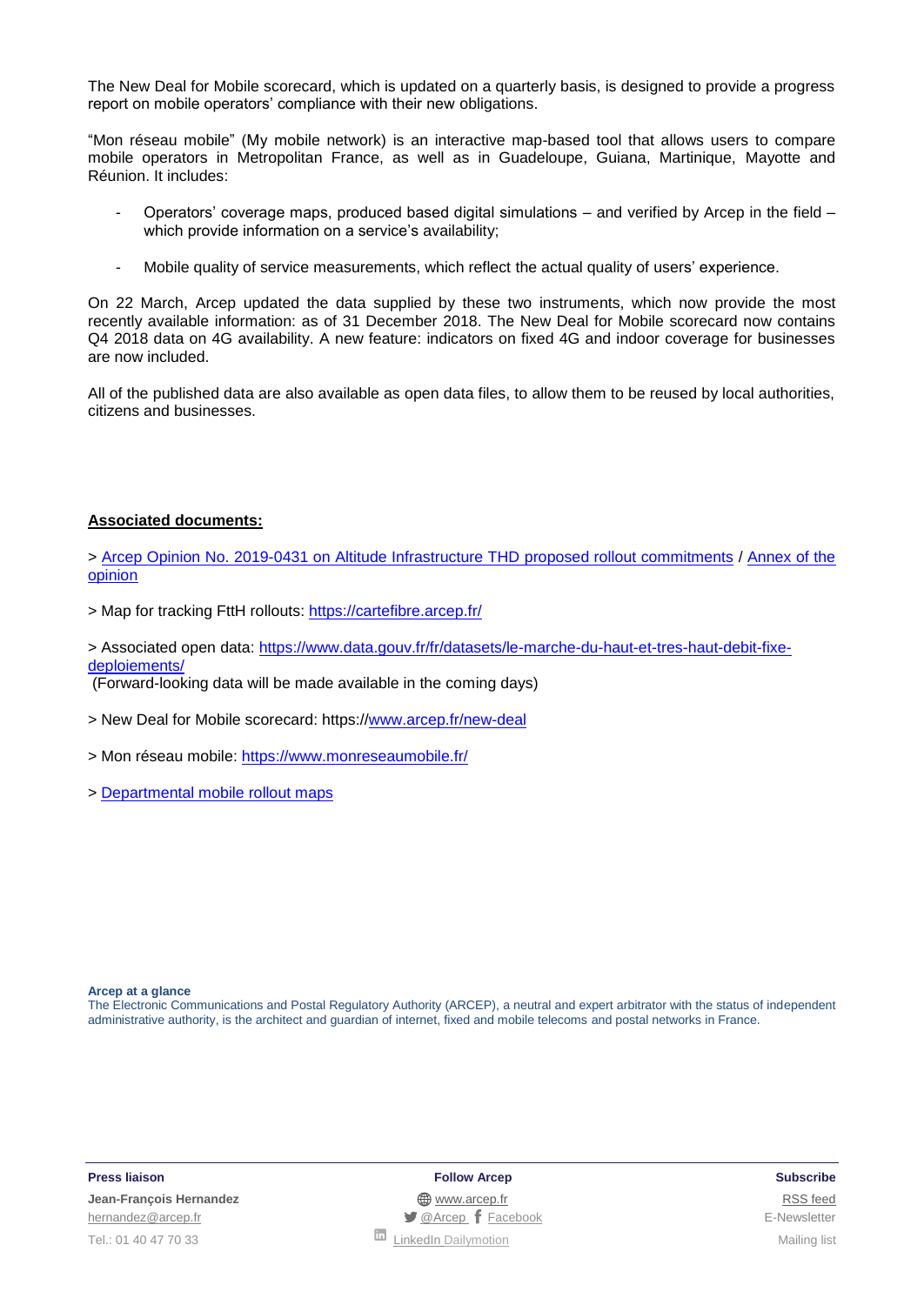The New Deal for Mobile scorecard, which is updated on a quarterly basis, is designed to provide a progress report on mobile operators' compliance with their new obligations.

"Mon réseau mobile" (My mobile network) is an interactive map-based tool that allows users to compare mobile operators in Metropolitan France, as well as in Guadeloupe, Guiana, Martinique, Mayotte and Réunion. It includes:

- Operators' coverage maps, produced based digital simulations – and verified by Arcep in the field – which provide information on a service's availability;
- Mobile quality of service measurements, which reflect the actual quality of users' experience.

On 22 March, Arcep updated the data supplied by these two instruments, which now provide the most recently available information: as of 31 December 2018. The New Deal for Mobile scorecard now contains Q4 2018 data on 4G availability. A new feature: indicators on fixed 4G and indoor coverage for businesses are now included.

All of the published data are also available as open data files, to allow them to be reused by local authorities, citizens and businesses.

**Associated documents:**

> Arcep Opinion No. 2019-0431 on Altitude Infrastructure THD proposed rollout commitments / Annex of the opinion

> Map for tracking FttH rollouts: https://cartefibre.arcep.fr/

> Associated open data: https://www.data.gouv.fr/fr/datasets/le-marche-du-haut-et-tres-haut-debit-fixe-deploiements/
(Forward-looking data will be made available in the coming days)

> New Deal for Mobile scorecard: https://www.arcep.fr/new-deal

> Mon réseau mobile: https://www.monreseaumobile.fr/

> Departmental mobile rollout maps

**Arcep at a glance**
The Electronic Communications and Postal Regulatory Authority (ARCEP), a neutral and expert arbitrator with the status of independent administrative authority, is the architect and guardian of internet, fixed and mobile telecoms and postal networks in France.

**Press liaison**
**Jean-François Hernandez**
hernandez@arcep.fr
Tel.: 01 40 47 70 33

**Follow Arcep**
www.arcep.fr
@Arcep Facebook
LinkedIn Dailymotion

**Subscribe**
RSS feed
E-Newsletter
Mailing list